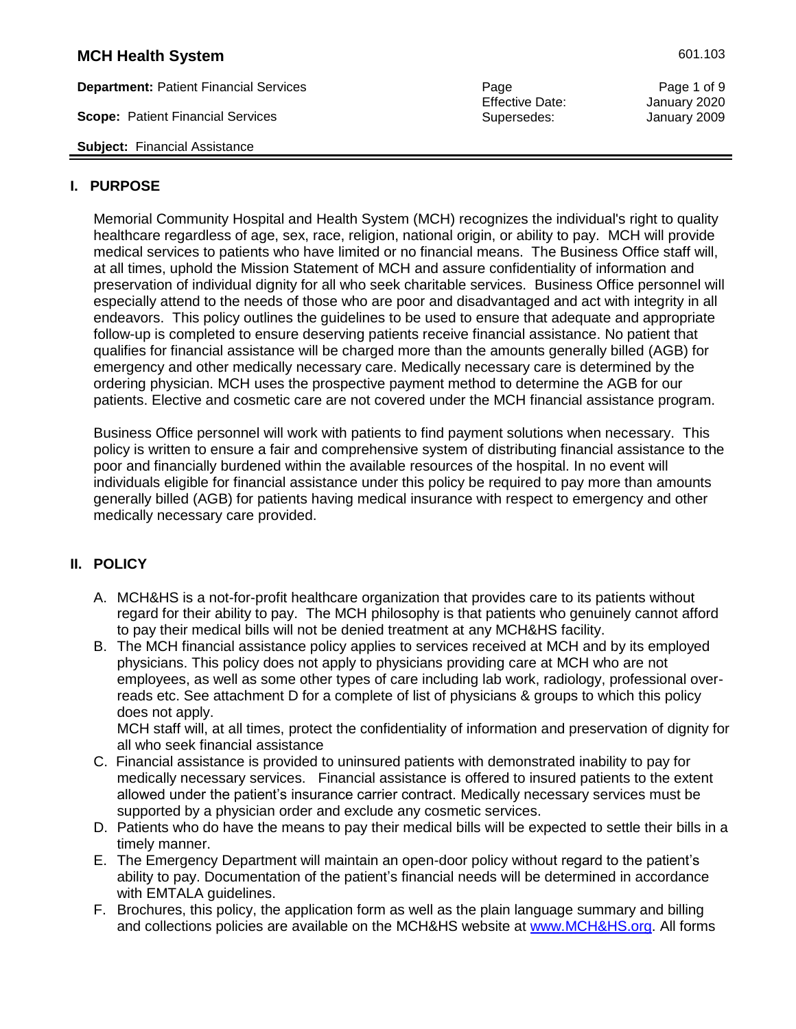**MCH Health System** 601.103

**Department:** Patient Financial Services

**Scope:** Patient Financial Services

**Subject:** Financial Assistance

Effective Date: January 2020
Supersedes: January 2009

## I. PURPOSE

Memorial Community Hospital and Health System (MCH) recognizes the individual's right to quality healthcare regardless of age, sex, race, religion, national origin, or ability to pay. MCH will provide medical services to patients who have limited or no financial means. The Business Office staff will, at all times, uphold the Mission Statement of MCH and assure confidentiality of information and preservation of individual dignity for all who seek charitable services. Business Office personnel will especially attend to the needs of those who are poor and disadvantaged and act with integrity in all endeavors. This policy outlines the guidelines to be used to ensure that adequate and appropriate follow-up is completed to ensure deserving patients receive financial assistance. No patient that qualifies for financial assistance will be charged more than the amounts generally billed (AGB) for emergency and other medically necessary care. Medically necessary care is determined by the ordering physician. MCH uses the prospective payment method to determine the AGB for our patients. Elective and cosmetic care are not covered under the MCH financial assistance program.

Business Office personnel will work with patients to find payment solutions when necessary. This policy is written to ensure a fair and comprehensive system of distributing financial assistance to the poor and financially burdened within the available resources of the hospital. In no event will individuals eligible for financial assistance under this policy be required to pay more than amounts generally billed (AGB) for patients having medical insurance with respect to emergency and other medically necessary care provided.

## II. POLICY

A. MCH&HS is a not-for-profit healthcare organization that provides care to its patients without regard for their ability to pay. The MCH philosophy is that patients who genuinely cannot afford to pay their medical bills will not be denied treatment at any MCH&HS facility.

B. The MCH financial assistance policy applies to services received at MCH and by its employed physicians. This policy does not apply to physicians providing care at MCH who are not employees, as well as some other types of care including lab work, radiology, professional over-reads etc. See attachment D for a complete of list of physicians & groups to which this policy does not apply.
MCH staff will, at all times, protect the confidentiality of information and preservation of dignity for all who seek financial assistance

C. Financial assistance is provided to uninsured patients with demonstrated inability to pay for medically necessary services. Financial assistance is offered to insured patients to the extent allowed under the patient's insurance carrier contract. Medically necessary services must be supported by a physician order and exclude any cosmetic services.

D. Patients who do have the means to pay their medical bills will be expected to settle their bills in a timely manner.

E. The Emergency Department will maintain an open-door policy without regard to the patient's ability to pay. Documentation of the patient's financial needs will be determined in accordance with EMTALA guidelines.

F. Brochures, this policy, the application form as well as the plain language summary and billing and collections policies are available on the MCH&HS website at www.MCH&HS.org. All forms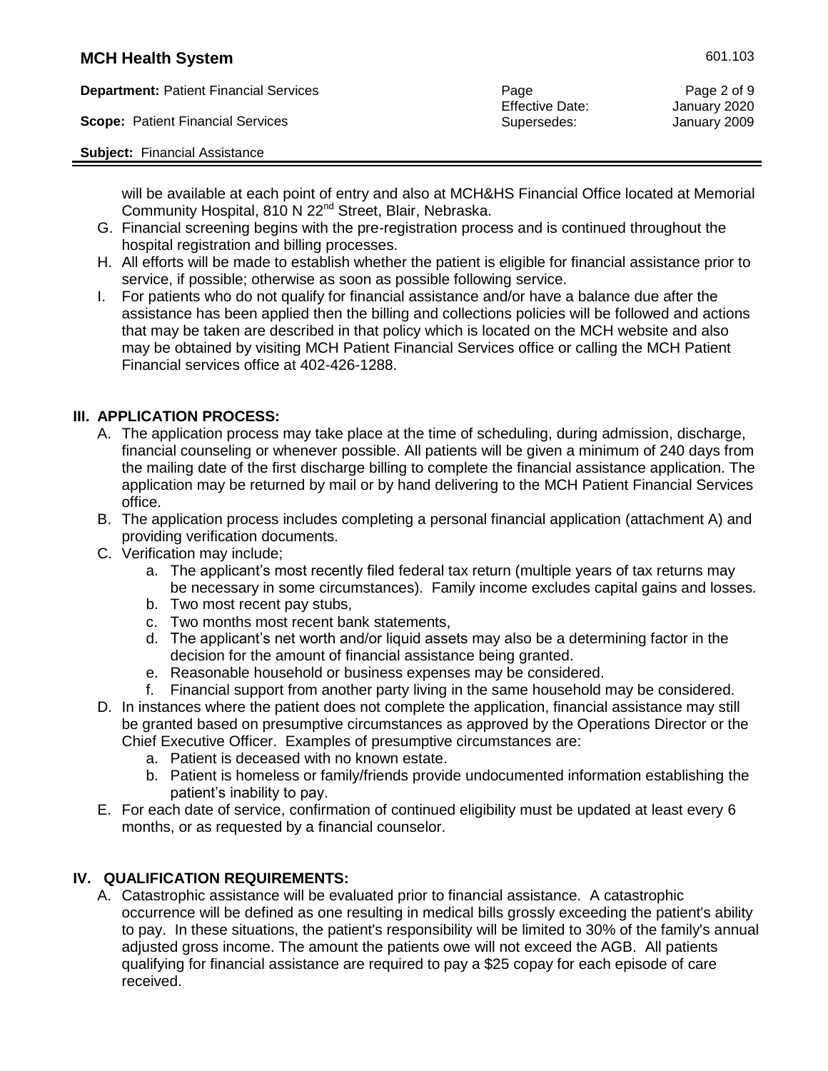will be available at each point of entry and also at MCH&HS Financial Office located at Memorial Community Hospital, 810 N 22nd Street, Blair, Nebraska.

G. Financial screening begins with the pre-registration process and is continued throughout the hospital registration and billing processes.

H. All efforts will be made to establish whether the patient is eligible for financial assistance prior to service, if possible; otherwise as soon as possible following service.

I. For patients who do not qualify for financial assistance and/or have a balance due after the assistance has been applied then the billing and collections policies will be followed and actions that may be taken are described in that policy which is located on the MCH website and also may be obtained by visiting MCH Patient Financial Services office or calling the MCH Patient Financial services office at 402-426-1288.

## III. APPLICATION PROCESS:

A. The application process may take place at the time of scheduling, during admission, discharge, financial counseling or whenever possible. All patients will be given a minimum of 240 days from the mailing date of the first discharge billing to complete the financial assistance application. The application may be returned by mail or by hand delivering to the MCH Patient Financial Services office.

B. The application process includes completing a personal financial application (attachment A) and providing verification documents.

C. Verification may include;
   a. The applicant's most recently filed federal tax return (multiple years of tax returns may be necessary in some circumstances). Family income excludes capital gains and losses.
   b. Two most recent pay stubs,
   c. Two months most recent bank statements,
   d. The applicant's net worth and/or liquid assets may also be a determining factor in the decision for the amount of financial assistance being granted.
   e. Reasonable household or business expenses may be considered.
   f. Financial support from another party living in the same household may be considered.

D. In instances where the patient does not complete the application, financial assistance may still be granted based on presumptive circumstances as approved by the Operations Director or the Chief Executive Officer. Examples of presumptive circumstances are:
   a. Patient is deceased with no known estate.
   b. Patient is homeless or family/friends provide undocumented information establishing the patient's inability to pay.

E. For each date of service, confirmation of continued eligibility must be updated at least every 6 months, or as requested by a financial counselor.

## IV. QUALIFICATION REQUIREMENTS:

A. Catastrophic assistance will be evaluated prior to financial assistance. A catastrophic occurrence will be defined as one resulting in medical bills grossly exceeding the patient's ability to pay. In these situations, the patient's responsibility will be limited to 30% of the family's annual adjusted gross income. The amount the patients owe will not exceed the AGB. All patients qualifying for financial assistance are required to pay a $25 copay for each episode of care received.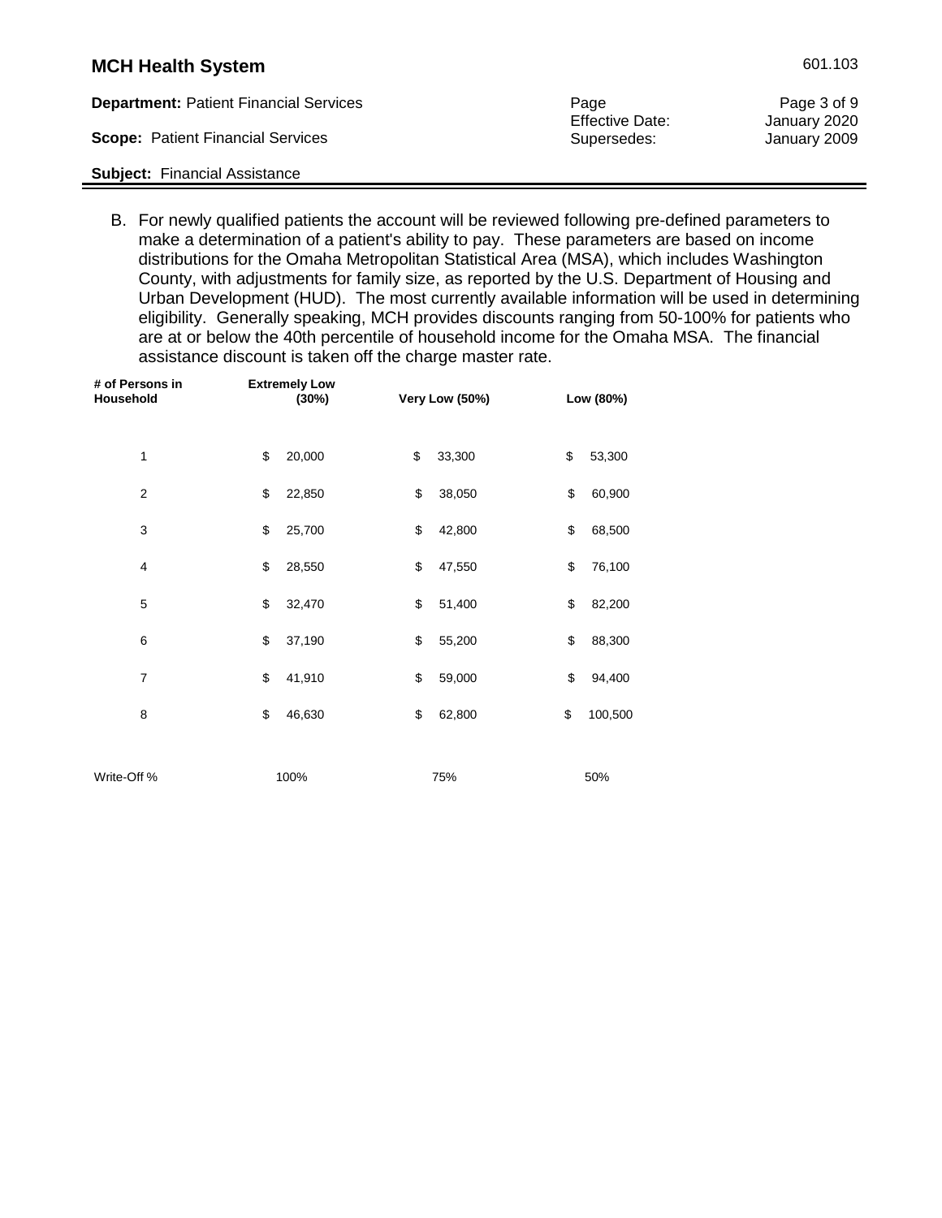B. For newly qualified patients the account will be reviewed following pre-defined parameters to make a determination of a patient's ability to pay. These parameters are based on income distributions for the Omaha Metropolitan Statistical Area (MSA), which includes Washington County, with adjustments for family size, as reported by the U.S. Department of Housing and Urban Development (HUD). The most currently available information will be used in determining eligibility. Generally speaking, MCH provides discounts ranging from 50-100% for patients who are at or below the 40th percentile of household income for the Omaha MSA. The financial assistance discount is taken off the charge master rate.

| # of Persons in Household | Extremely Low (30%) | Very Low (50%) | Low (80%) |
|---|---|---|---|
| 1 | $ 20,000 | $ 33,300 | $ 53,300 |
| 2 | $ 22,850 | $ 38,050 | $ 60,900 |
| 3 | $ 25,700 | $ 42,800 | $ 68,500 |
| 4 | $ 28,550 | $ 47,550 | $ 76,100 |
| 5 | $ 32,470 | $ 51,400 | $ 82,200 |
| 6 | $ 37,190 | $ 55,200 | $ 88,300 |
| 7 | $ 41,910 | $ 59,000 | $ 94,400 |
| 8 | $ 46,630 | $ 62,800 | $ 100,500 |
| Write-Off % | 100% | 75% | 50% |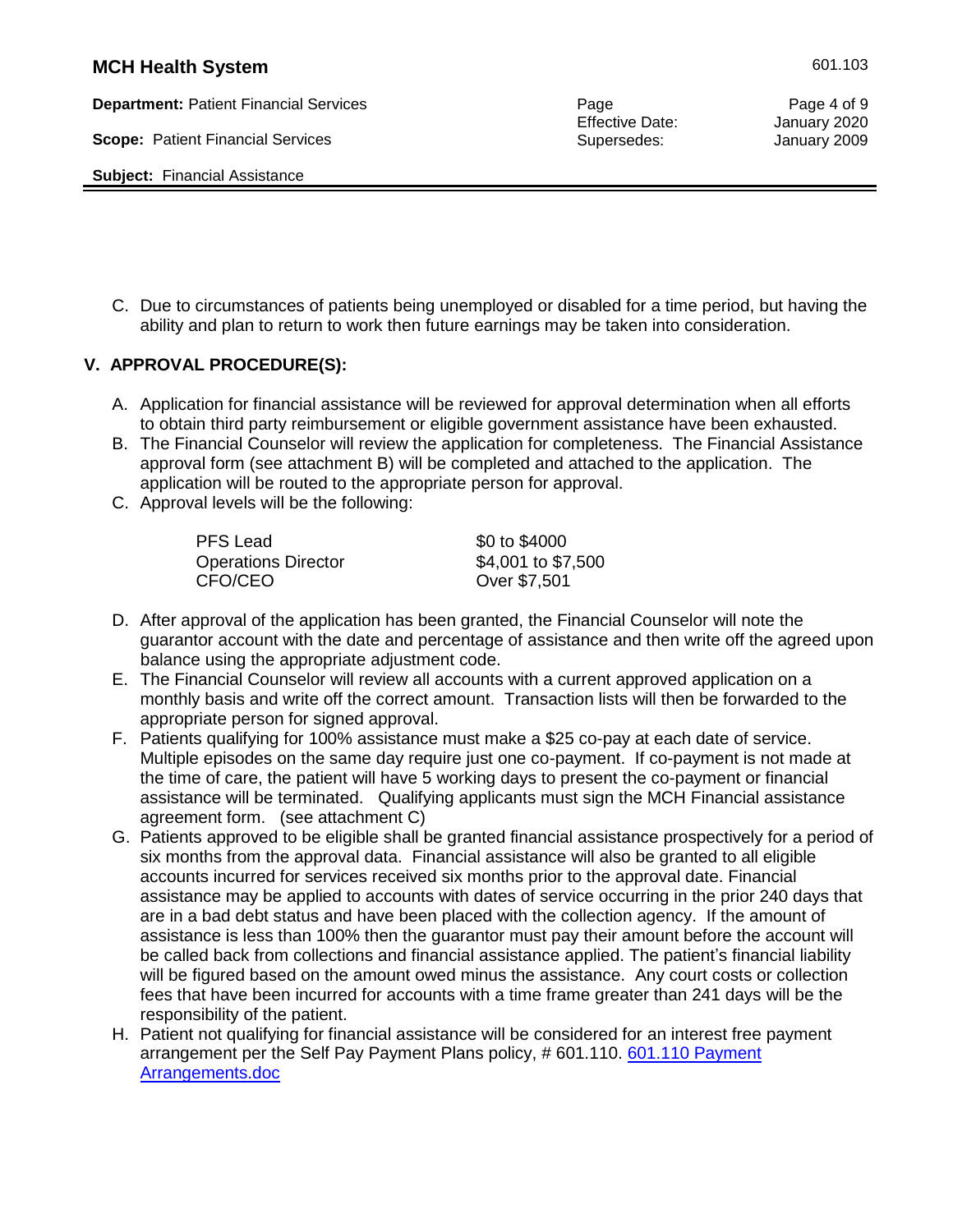C. Due to circumstances of patients being unemployed or disabled for a time period, but having the ability and plan to return to work then future earnings may be taken into consideration.

## V. APPROVAL PROCEDURE(S):

A. Application for financial assistance will be reviewed for approval determination when all efforts to obtain third party reimbursement or eligible government assistance have been exhausted.

B. The Financial Counselor will review the application for completeness. The Financial Assistance approval form (see attachment B) will be completed and attached to the application. The application will be routed to the appropriate person for approval.

C. Approval levels will be the following:

| | |
|---|---|
| PFS Lead | $0 to $4000 |
| Operations Director | $4,001 to $7,500 |
| CFO/CEO | Over $7,501 |

D. After approval of the application has been granted, the Financial Counselor will note the guarantor account with the date and percentage of assistance and then write off the agreed upon balance using the appropriate adjustment code.

E. The Financial Counselor will review all accounts with a current approved application on a monthly basis and write off the correct amount. Transaction lists will then be forwarded to the appropriate person for signed approval.

F. Patients qualifying for 100% assistance must make a $25 co-pay at each date of service. Multiple episodes on the same day require just one co-payment. If co-payment is not made at the time of care, the patient will have 5 working days to present the co-payment or financial assistance will be terminated. Qualifying applicants must sign the MCH Financial assistance agreement form. (see attachment C)

G. Patients approved to be eligible shall be granted financial assistance prospectively for a period of six months from the approval data. Financial assistance will also be granted to all eligible accounts incurred for services received six months prior to the approval date. Financial assistance may be applied to accounts with dates of service occurring in the prior 240 days that are in a bad debt status and have been placed with the collection agency. If the amount of assistance is less than 100% then the guarantor must pay their amount before the account will be called back from collections and financial assistance applied. The patient's financial liability will be figured based on the amount owed minus the assistance. Any court costs or collection fees that have been incurred for accounts with a time frame greater than 241 days will be the responsibility of the patient.

H. Patient not qualifying for financial assistance will be considered for an interest free payment arrangement per the Self Pay Payment Plans policy, # 601.110. [601.110 Payment Arrangements.doc]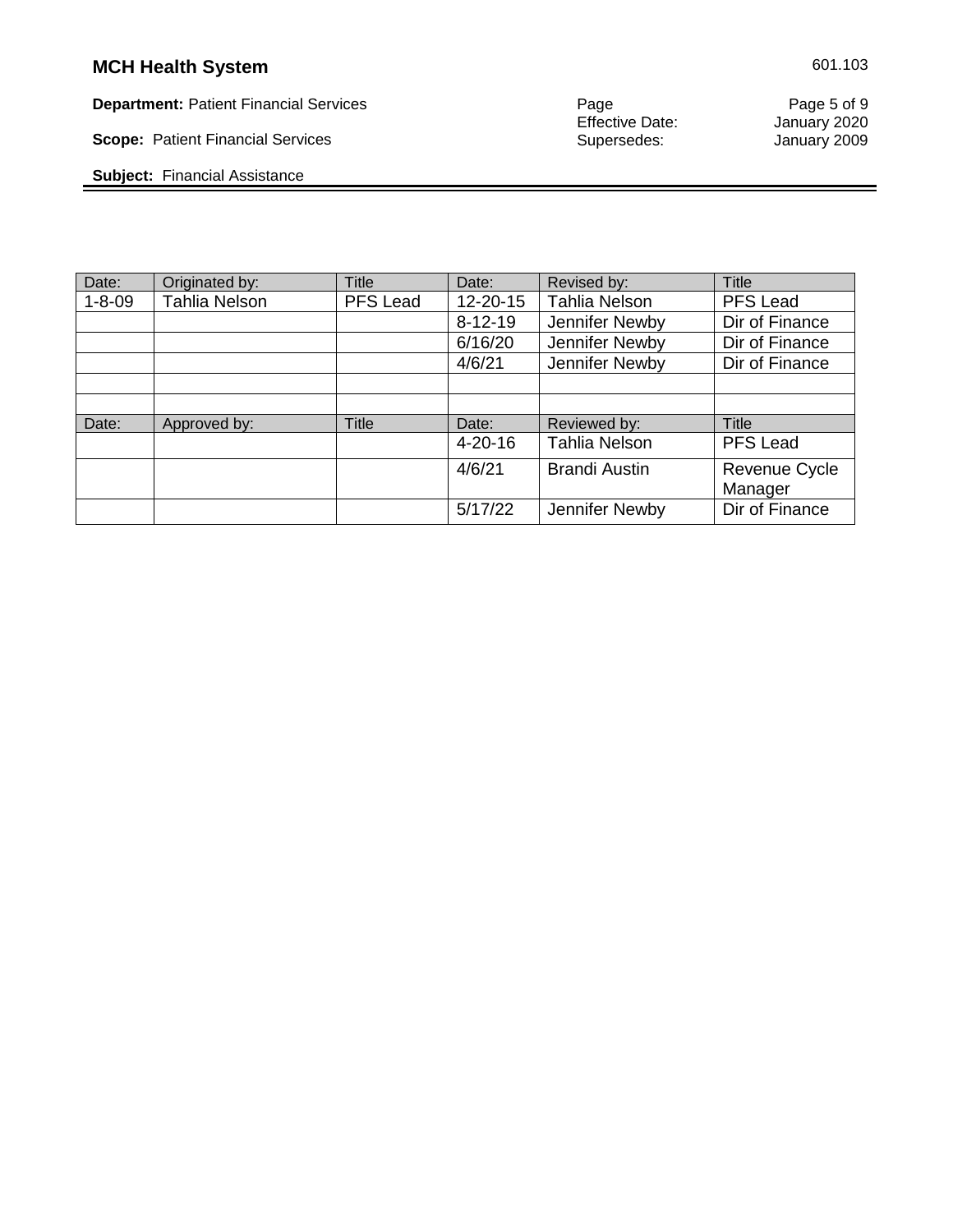| Date: | Originated by: | Title | Date: | Revised by: | Title |
|---|---|---|---|---|---|
| 1-8-09 | Tahlia Nelson | PFS Lead | 12-20-15 | Tahlia Nelson | PFS Lead |
| | | | 8-12-19 | Jennifer Newby | Dir of Finance |
| | | | 6/16/20 | Jennifer Newby | Dir of Finance |
| | | | 4/6/21 | Jennifer Newby | Dir of Finance |
| | | | | | |
| | | | | | |
| **Date:** | **Approved by:** | **Title** | **Date:** | **Reviewed by:** | **Title** |
| | | | 4-20-16 | Tahlia Nelson | PFS Lead |
| | | | 4/6/21 | Brandi Austin | Revenue Cycle Manager |
| | | | 5/17/22 | Jennifer Newby | Dir of Finance |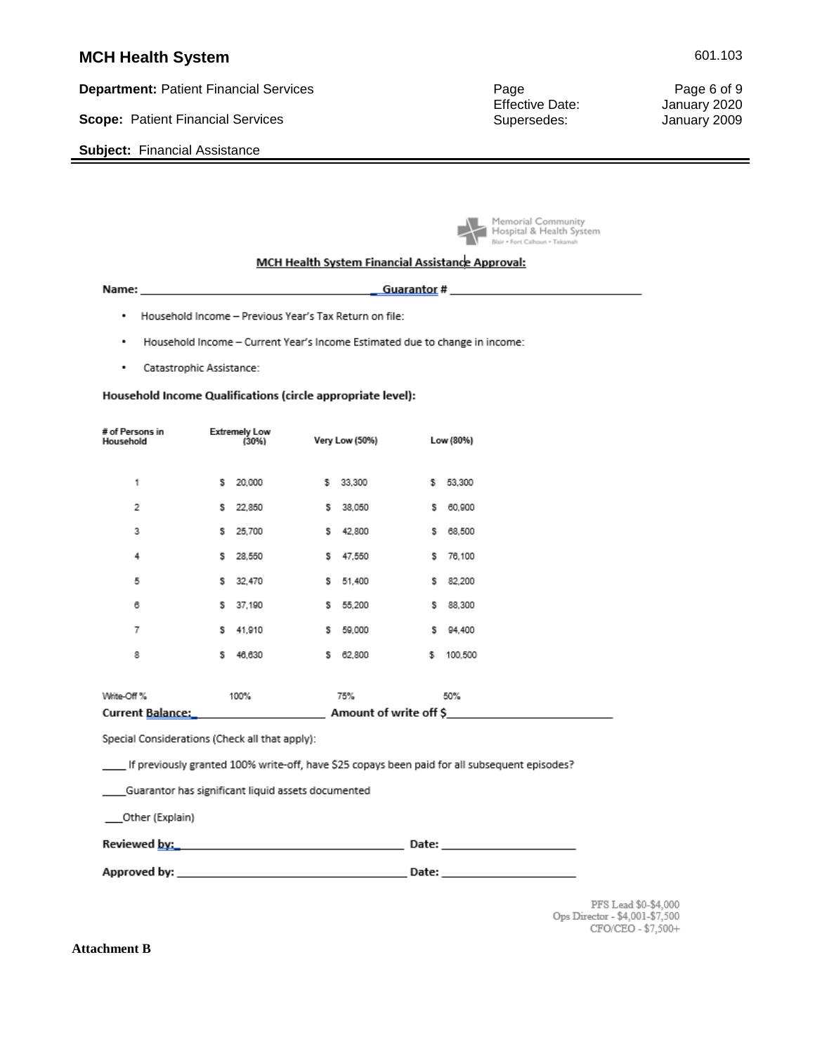Memorial Community Hospital & Health System
Blair • Fort Calhoun • Tekamah

## MCH Health System Financial Assistance Approval:

**Name:** ______________________________ **Guarantor #** ______________________________

- Household Income – Previous Year's Tax Return on file:
- Household Income – Current Year's Income Estimated due to change in income:
- Catastrophic Assistance:

**Household Income Qualifications (circle appropriate level):**

| # of Persons in Household | Extremely Low (30%) | Very Low (50%) | Low (80%) |
|---|---|---|---|
| 1 | $ 20,000 | $ 33,300 | $ 53,300 |
| 2 | $ 22,850 | $ 38,050 | $ 60,900 |
| 3 | $ 25,700 | $ 42,800 | $ 68,500 |
| 4 | $ 28,550 | $ 47,550 | $ 76,100 |
| 5 | $ 32,470 | $ 51,400 | $ 82,200 |
| 6 | $ 37,190 | $ 55,200 | $ 88,300 |
| 7 | $ 41,910 | $ 59,000 | $ 94,400 |
| 8 | $ 46,630 | $ 62,800 | $ 100,500 |
| Write-Off % | 100% | 75% | 50% |

**Current Balance:** ____________________ **Amount of write off $** ____________________

Special Considerations (Check all that apply):

____ If previously granted 100% write-off, have $25 copays been paid for all subsequent episodes?

____Guarantor has significant liquid assets documented

___Other (Explain)

**Reviewed by:** ______________________________ **Date:** ____________________

**Approved by:** ______________________________ **Date:** ____________________

PFS Lead $0-$4,000
Ops Director - $4,001-$7,500
CFO/CEO - $7,500+

**Attachment B**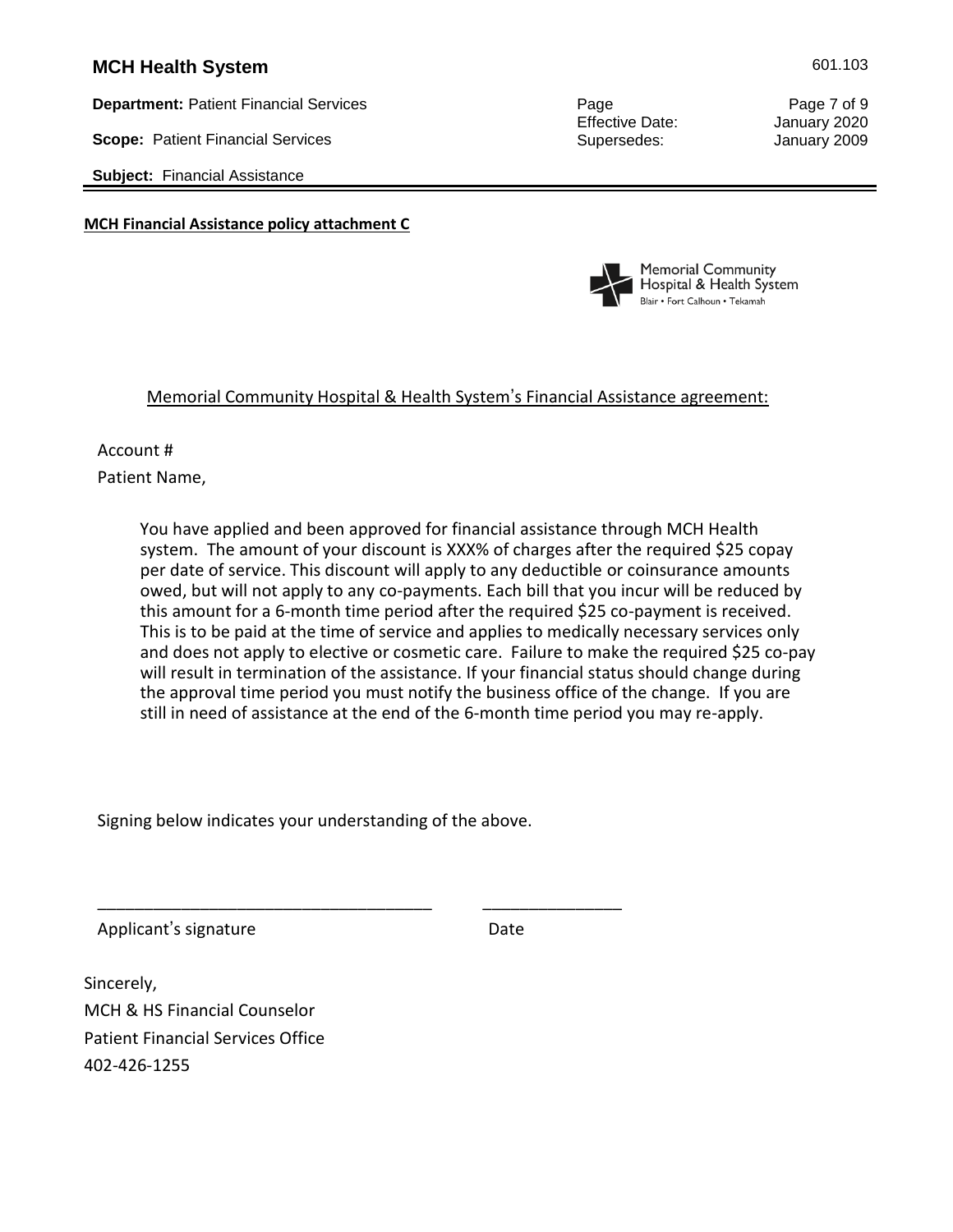**MCH Financial Assistance policy attachment C**

Memorial Community Hospital & Health System
Blair • Fort Calhoun • Tekamah

Memorial Community Hospital & Health System's Financial Assistance agreement:

Account #

Patient Name,

You have applied and been approved for financial assistance through MCH Health system. The amount of your discount is XXX% of charges after the required $25 copay per date of service. This discount will apply to any deductible or coinsurance amounts owed, but will not apply to any co-payments. Each bill that you incur will be reduced by this amount for a 6-month time period after the required $25 co-payment is received. This is to be paid at the time of service and applies to medically necessary services only and does not apply to elective or cosmetic care. Failure to make the required $25 co-pay will result in termination of the assistance. If your financial status should change during the approval time period you must notify the business office of the change. If you are still in need of assistance at the end of the 6-month time period you may re-apply.

Signing below indicates your understanding of the above.

___________________________________ _______________

Applicant's signature Date

Sincerely,

MCH & HS Financial Counselor

Patient Financial Services Office

402-426-1255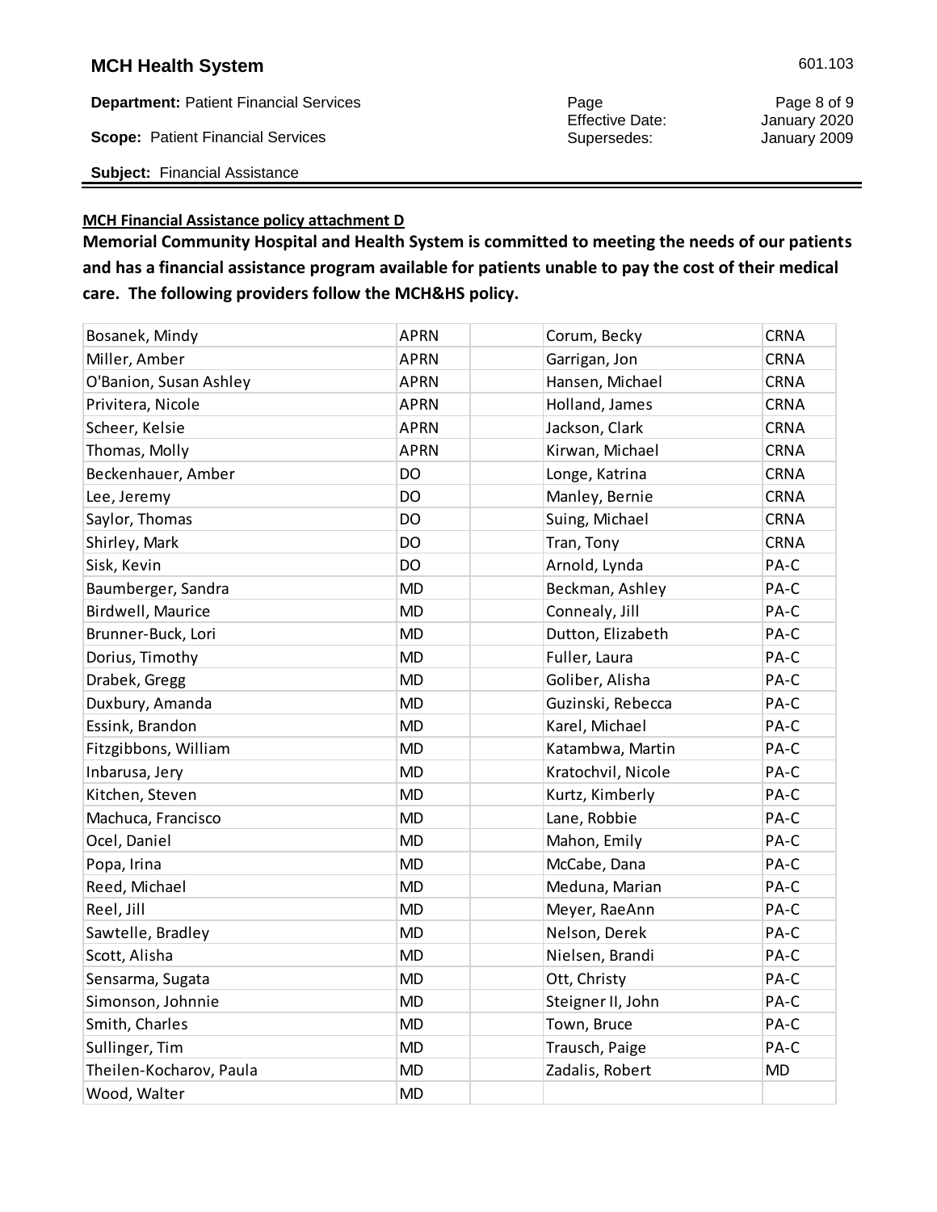**<u>MCH Financial Assistance policy attachment D</u>**

**Memorial Community Hospital and Health System is committed to meeting the needs of our patients and has a financial assistance program available for patients unable to pay the cost of their medical care. The following providers follow the MCH&HS policy.**

| | | | | |
|---|---|---|---|---|
| Bosanek, Mindy | APRN | | Corum, Becky | CRNA |
| Miller, Amber | APRN | | Garrigan, Jon | CRNA |
| O'Banion, Susan Ashley | APRN | | Hansen, Michael | CRNA |
| Privitera, Nicole | APRN | | Holland, James | CRNA |
| Scheer, Kelsie | APRN | | Jackson, Clark | CRNA |
| Thomas, Molly | APRN | | Kirwan, Michael | CRNA |
| Beckenhauer, Amber | DO | | Longe, Katrina | CRNA |
| Lee, Jeremy | DO | | Manley, Bernie | CRNA |
| Saylor, Thomas | DO | | Suing, Michael | CRNA |
| Shirley, Mark | DO | | Tran, Tony | CRNA |
| Sisk, Kevin | DO | | Arnold, Lynda | PA-C |
| Baumberger, Sandra | MD | | Beckman, Ashley | PA-C |
| Birdwell, Maurice | MD | | Connealy, Jill | PA-C |
| Brunner-Buck, Lori | MD | | Dutton, Elizabeth | PA-C |
| Dorius, Timothy | MD | | Fuller, Laura | PA-C |
| Drabek, Gregg | MD | | Goliber, Alisha | PA-C |
| Duxbury, Amanda | MD | | Guzinski, Rebecca | PA-C |
| Essink, Brandon | MD | | Karel, Michael | PA-C |
| Fitzgibbons, William | MD | | Katambwa, Martin | PA-C |
| Inbarusa, Jery | MD | | Kratochvil, Nicole | PA-C |
| Kitchen, Steven | MD | | Kurtz, Kimberly | PA-C |
| Machuca, Francisco | MD | | Lane, Robbie | PA-C |
| Ocel, Daniel | MD | | Mahon, Emily | PA-C |
| Popa, Irina | MD | | McCabe, Dana | PA-C |
| Reed, Michael | MD | | Meduna, Marian | PA-C |
| Reel, Jill | MD | | Meyer, RaeAnn | PA-C |
| Sawtelle, Bradley | MD | | Nelson, Derek | PA-C |
| Scott, Alisha | MD | | Nielsen, Brandi | PA-C |
| Sensarma, Sugata | MD | | Ott, Christy | PA-C |
| Simonson, Johnnie | MD | | Steigner II, John | PA-C |
| Smith, Charles | MD | | Town, Bruce | PA-C |
| Sullinger, Tim | MD | | Trausch, Paige | PA-C |
| Theilen-Kocharov, Paula | MD | | Zadalis, Robert | MD |
| Wood, Walter | MD | | | |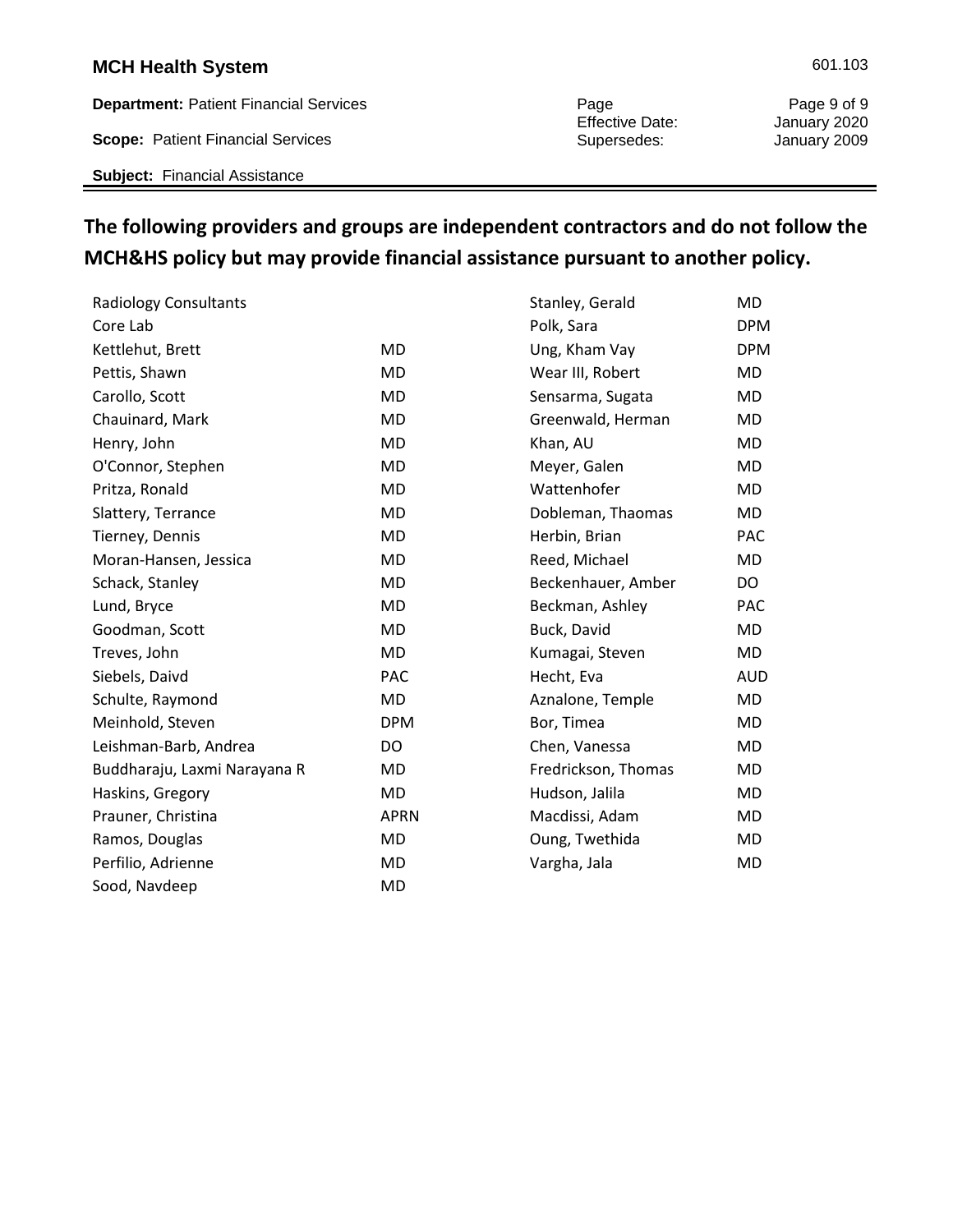**The following providers and groups are independent contractors and do not follow the MCH&HS policy but may provide financial assistance pursuant to another policy.**

| | | | |
|---|---|---|---|
| Radiology Consultants | | Stanley, Gerald | MD |
| Core Lab | | Polk, Sara | DPM |
| Kettlehut, Brett | MD | Ung, Kham Vay | DPM |
| Pettis, Shawn | MD | Wear III, Robert | MD |
| Carollo, Scott | MD | Sensarma, Sugata | MD |
| Chauinard, Mark | MD | Greenwald, Herman | MD |
| Henry, John | MD | Khan, AU | MD |
| O'Connor, Stephen | MD | Meyer, Galen | MD |
| Pritza, Ronald | MD | Wattenhofer | MD |
| Slattery, Terrance | MD | Dobleman, Thaomas | MD |
| Tierney, Dennis | MD | Herbin, Brian | PAC |
| Moran-Hansen, Jessica | MD | Reed, Michael | MD |
| Schack, Stanley | MD | Beckenhauer, Amber | DO |
| Lund, Bryce | MD | Beckman, Ashley | PAC |
| Goodman, Scott | MD | Buck, David | MD |
| Treves, John | MD | Kumagai, Steven | MD |
| Siebels, Daivd | PAC | Hecht, Eva | AUD |
| Schulte, Raymond | MD | Aznalone, Temple | MD |
| Meinhold, Steven | DPM | Bor, Timea | MD |
| Leishman-Barb, Andrea | DO | Chen, Vanessa | MD |
| Buddharaju, Laxmi Narayana R | MD | Fredrickson, Thomas | MD |
| Haskins, Gregory | MD | Hudson, Jalila | MD |
| Prauner, Christina | APRN | Macdissi, Adam | MD |
| Ramos, Douglas | MD | Oung, Twethida | MD |
| Perfilio, Adrienne | MD | Vargha, Jala | MD |
| Sood, Navdeep | MD | | |